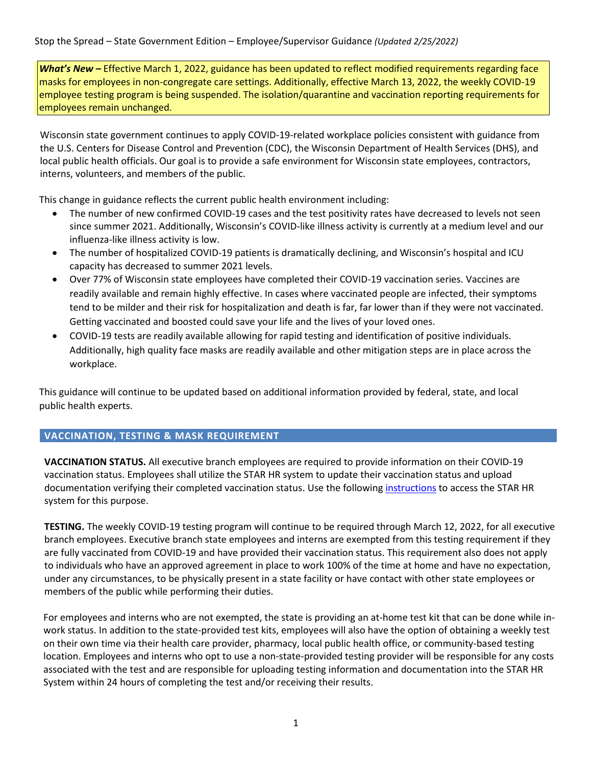Stop the Spread – State Government Edition – Employee/Supervisor Guidance *(Updated 2/25/2022)*

***What's New –*** Effective March 1, 2022, guidance has been updated to reflect modified requirements regarding face masks for employees in non-congregate care settings. Additionally, effective March 13, 2022, the weekly COVID-19 employee testing program is being suspended. The isolation/quarantine and vaccination reporting requirements for employees remain unchanged.

Wisconsin state government continues to apply COVID-19-related workplace policies consistent with guidance from the U.S. Centers for Disease Control and Prevention (CDC), the Wisconsin Department of Health Services (DHS), and local public health officials. Our goal is to provide a safe environment for Wisconsin state employees, contractors, interns, volunteers, and members of the public.

This change in guidance reflects the current public health environment including:

- The number of new confirmed COVID-19 cases and the test positivity rates have decreased to levels not seen since summer 2021. Additionally, Wisconsin's COVID-like illness activity is currently at a medium level and our influenza-like illness activity is low.
- The number of hospitalized COVID-19 patients is dramatically declining, and Wisconsin's hospital and ICU capacity has decreased to summer 2021 levels.
- Over 77% of Wisconsin state employees have completed their COVID-19 vaccination series. Vaccines are readily available and remain highly effective. In cases where vaccinated people are infected, their symptoms tend to be milder and their risk for hospitalization and death is far, far lower than if they were not vaccinated. Getting vaccinated and boosted could save your life and the lives of your loved ones.
- COVID-19 tests are readily available allowing for rapid testing and identification of positive individuals. Additionally, high quality face masks are readily available and other mitigation steps are in place across the workplace.

This guidance will continue to be updated based on additional information provided by federal, state, and local public health experts.

## VACCINATION, TESTING & MASK REQUIREMENT

**VACCINATION STATUS.** All executive branch employees are required to provide information on their COVID-19 vaccination status. Employees shall utilize the STAR HR system to update their vaccination status and upload documentation verifying their completed vaccination status. Use the following instructions to access the STAR HR system for this purpose.

**TESTING.** The weekly COVID-19 testing program will continue to be required through March 12, 2022, for all executive branch employees. Executive branch state employees and interns are exempted from this testing requirement if they are fully vaccinated from COVID-19 and have provided their vaccination status. This requirement also does not apply to individuals who have an approved agreement in place to work 100% of the time at home and have no expectation, under any circumstances, to be physically present in a state facility or have contact with other state employees or members of the public while performing their duties.

For employees and interns who are not exempted, the state is providing an at-home test kit that can be done while in-work status. In addition to the state-provided test kits, employees will also have the option of obtaining a weekly test on their own time via their health care provider, pharmacy, local public health office, or community-based testing location. Employees and interns who opt to use a non-state-provided testing provider will be responsible for any costs associated with the test and are responsible for uploading testing information and documentation into the STAR HR System within 24 hours of completing the test and/or receiving their results.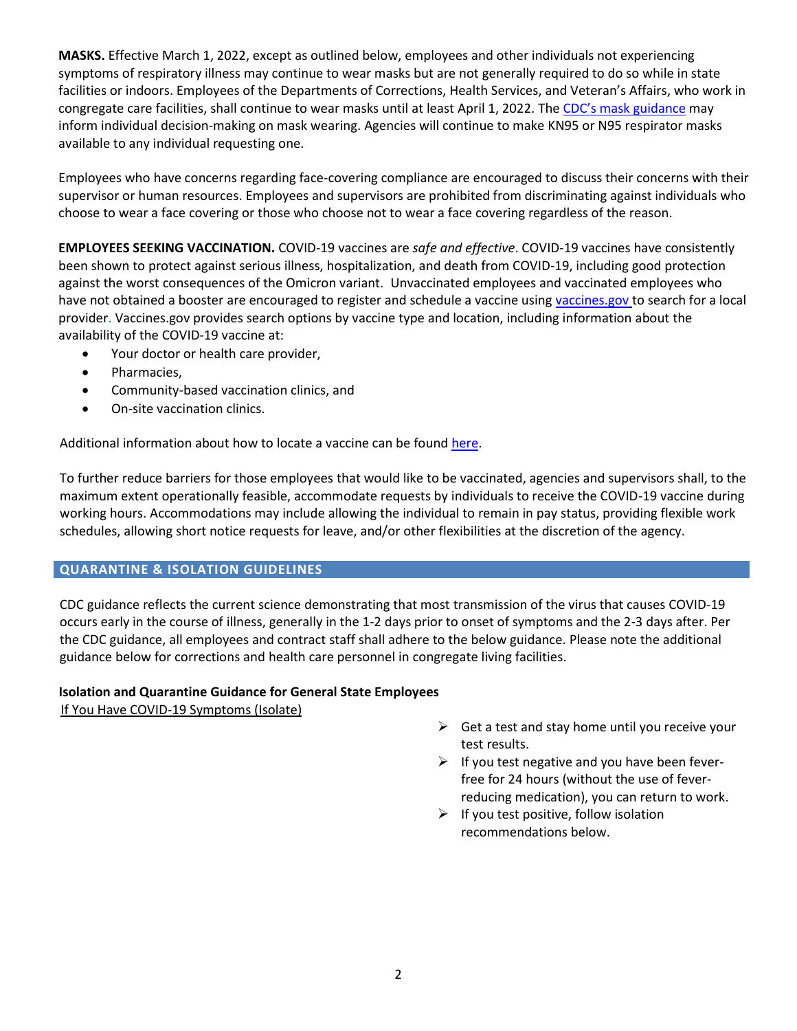**MASKS.** Effective March 1, 2022, except as outlined below, employees and other individuals not experiencing symptoms of respiratory illness may continue to wear masks but are not generally required to do so while in state facilities or indoors. Employees of the Departments of Corrections, Health Services, and Veteran's Affairs, who work in congregate care facilities, shall continue to wear masks until at least April 1, 2022. The CDC's mask guidance may inform individual decision-making on mask wearing. Agencies will continue to make KN95 or N95 respirator masks available to any individual requesting one.

Employees who have concerns regarding face-covering compliance are encouraged to discuss their concerns with their supervisor or human resources. Employees and supervisors are prohibited from discriminating against individuals who choose to wear a face covering or those who choose not to wear a face covering regardless of the reason.

**EMPLOYEES SEEKING VACCINATION.** COVID-19 vaccines are *safe and effective*. COVID-19 vaccines have consistently been shown to protect against serious illness, hospitalization, and death from COVID-19, including good protection against the worst consequences of the Omicron variant. Unvaccinated employees and vaccinated employees who have not obtained a booster are encouraged to register and schedule a vaccine using vaccines.gov to search for a local provider. Vaccines.gov provides search options by vaccine type and location, including information about the availability of the COVID-19 vaccine at:

- Your doctor or health care provider,
- Pharmacies,
- Community-based vaccination clinics, and
- On-site vaccination clinics.

Additional information about how to locate a vaccine can be found here.

To further reduce barriers for those employees that would like to be vaccinated, agencies and supervisors shall, to the maximum extent operationally feasible, accommodate requests by individuals to receive the COVID-19 vaccine during working hours. Accommodations may include allowing the individual to remain in pay status, providing flexible work schedules, allowing short notice requests for leave, and/or other flexibilities at the discretion of the agency.

## QUARANTINE & ISOLATION GUIDELINES

CDC guidance reflects the current science demonstrating that most transmission of the virus that causes COVID-19 occurs early in the course of illness, generally in the 1-2 days prior to onset of symptoms and the 2-3 days after. Per the CDC guidance, all employees and contract staff shall adhere to the below guidance. Please note the additional guidance below for corrections and health care personnel in congregate living facilities.

### Isolation and Quarantine Guidance for General State Employees

If You Have COVID-19 Symptoms (Isolate)

- Get a test and stay home until you receive your test results.
- If you test negative and you have been fever-free for 24 hours (without the use of fever-reducing medication), you can return to work.
- If you test positive, follow isolation recommendations below.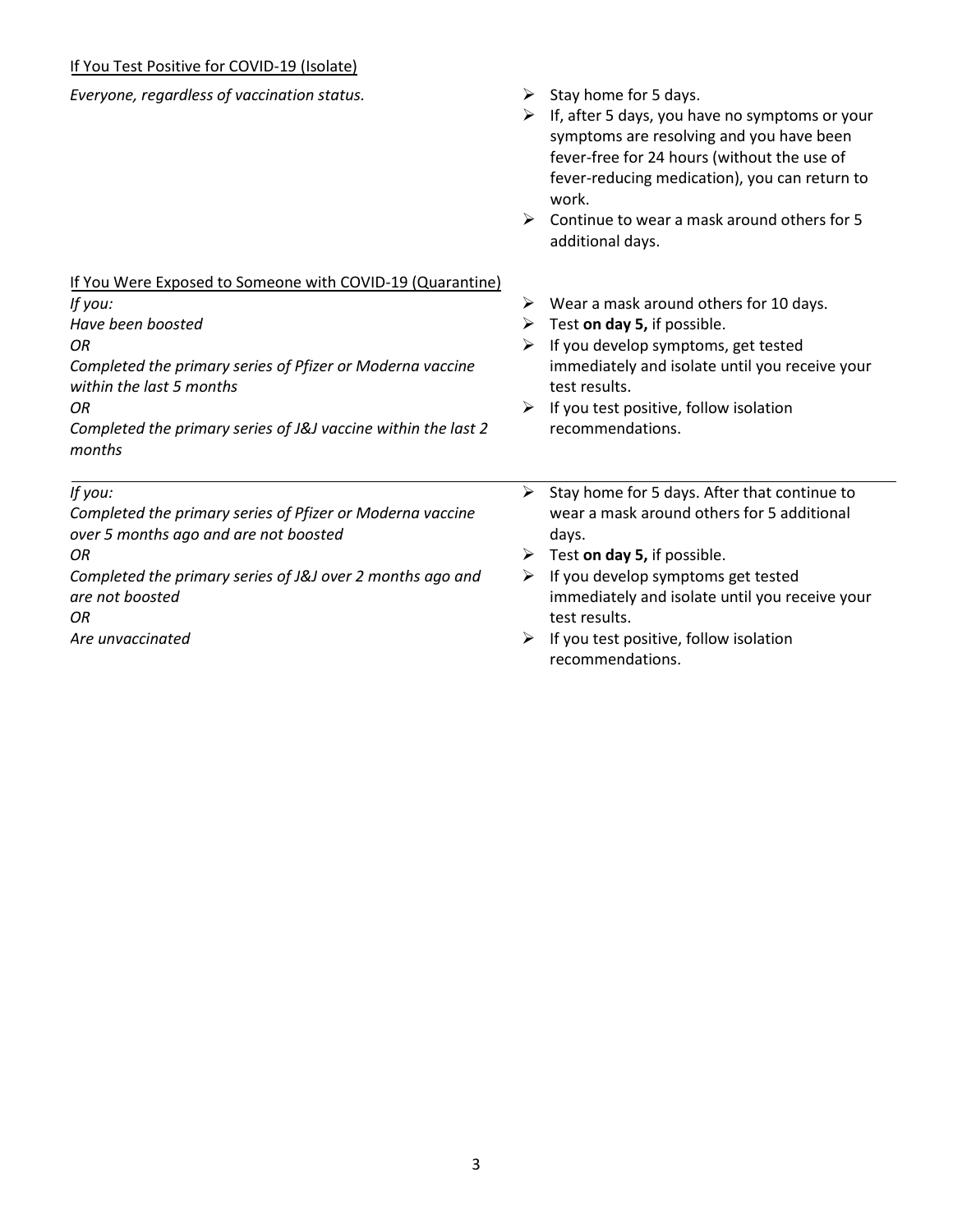<u>If You Test Positive for COVID-19 (Isolate)</u>

| | |
|---|---|
| *Everyone, regardless of vaccination status.* | ➢ Stay home for 5 days.<br>➢ If, after 5 days, you have no symptoms or your symptoms are resolving and you have been fever-free for 24 hours (without the use of fever-reducing medication), you can return to work.<br>➢ Continue to wear a mask around others for 5 additional days. |

<u>If You Were Exposed to Someone with COVID-19 (Quarantine)</u>

| | |
|---|---|
| *If you:*<br>*Have been boosted*<br>*OR*<br>*Completed the primary series of Pfizer or Moderna vaccine within the last 5 months*<br>*OR*<br>*Completed the primary series of J&J vaccine within the last 2 months* | ➢ Wear a mask around others for 10 days.<br>➢ Test **on day 5,** if possible.<br>➢ If you develop symptoms, get tested immediately and isolate until you receive your test results.<br>➢ If you test positive, follow isolation recommendations. |
| *If you:*<br>*Completed the primary series of Pfizer or Moderna vaccine over 5 months ago and are not boosted*<br>*OR*<br>*Completed the primary series of J&J over 2 months ago and are not boosted*<br>*OR*<br>*Are unvaccinated* | ➢ Stay home for 5 days. After that continue to wear a mask around others for 5 additional days.<br>➢ Test **on day 5,** if possible.<br>➢ If you develop symptoms get tested immediately and isolate until you receive your test results.<br>➢ If you test positive, follow isolation recommendations. |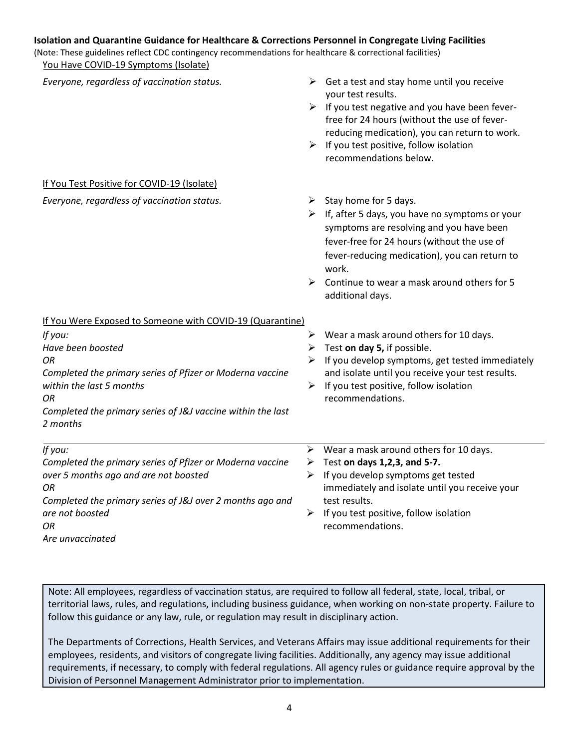**Isolation and Quarantine Guidance for Healthcare & Corrections Personnel in Congregate Living Facilities**

(Note: These guidelines reflect CDC contingency recommendations for healthcare & correctional facilities)

<u>You Have COVID-19 Symptoms (Isolate)</u>

*Everyone, regardless of vaccination status.*

- Get a test and stay home until you receive your test results.
- If you test negative and you have been fever-free for 24 hours (without the use of fever-reducing medication), you can return to work.
- If you test positive, follow isolation recommendations below.

<u>If You Test Positive for COVID-19 (Isolate)</u>

*Everyone, regardless of vaccination status.*

- Stay home for 5 days.
- If, after 5 days, you have no symptoms or your symptoms are resolving and you have been fever-free for 24 hours (without the use of fever-reducing medication), you can return to work.
- Continue to wear a mask around others for 5 additional days.

<u>If You Were Exposed to Someone with COVID-19 (Quarantine)</u>

*If you:*
*Have been boosted*
*OR*
*Completed the primary series of Pfizer or Moderna vaccine within the last 5 months*
*OR*
*Completed the primary series of J&J vaccine within the last 2 months*

- Wear a mask around others for 10 days.
- Test **on day 5,** if possible.
- If you develop symptoms, get tested immediately and isolate until you receive your test results.
- If you test positive, follow isolation recommendations.

*If you:*
*Completed the primary series of Pfizer or Moderna vaccine over 5 months ago and are not boosted*
*OR*
*Completed the primary series of J&J over 2 months ago and are not boosted*
*OR*
*Are unvaccinated*

- Wear a mask around others for 10 days.
- Test **on days 1,2,3, and 5-7.**
- If you develop symptoms get tested immediately and isolate until you receive your test results.
- If you test positive, follow isolation recommendations.

Note: All employees, regardless of vaccination status, are required to follow all federal, state, local, tribal, or territorial laws, rules, and regulations, including business guidance, when working on non-state property. Failure to follow this guidance or any law, rule, or regulation may result in disciplinary action.

The Departments of Corrections, Health Services, and Veterans Affairs may issue additional requirements for their employees, residents, and visitors of congregate living facilities. Additionally, any agency may issue additional requirements, if necessary, to comply with federal regulations. All agency rules or guidance require approval by the Division of Personnel Management Administrator prior to implementation.